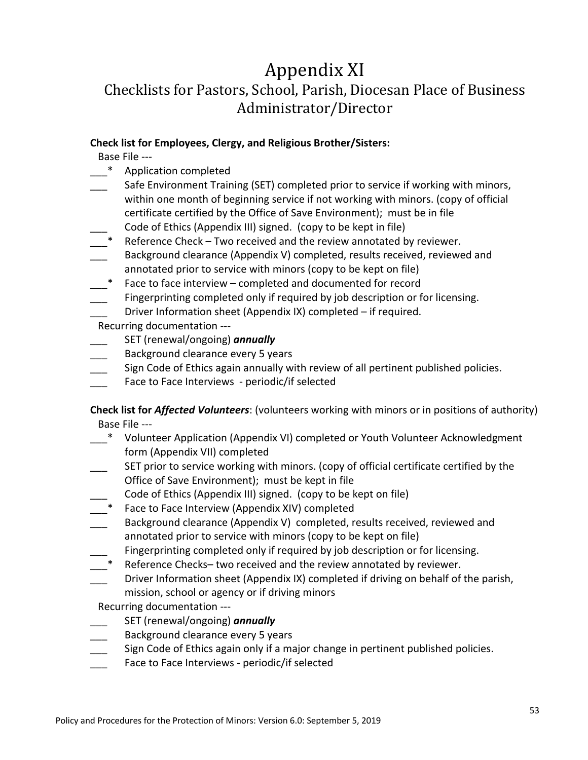# Appendix XI

## Checklists for Pastors, School, Parish, Diocesan Place of Business Administrator/Director

**Check list for Employees, Clergy, and Religious Brother/Sisters:**

Base File ---

- ___* Application completed
- ___ Safe Environment Training (SET) completed prior to service if working with minors, within one month of beginning service if not working with minors. (copy of official certificate certified by the Office of Save Environment); must be in file
- ___ Code of Ethics (Appendix III) signed. (copy to be kept in file)
- ___* Reference Check – Two received and the review annotated by reviewer.
- ___ Background clearance (Appendix V) completed, results received, reviewed and annotated prior to service with minors (copy to be kept on file)
- ___* Face to face interview – completed and documented for record
- ___ Fingerprinting completed only if required by job description or for licensing.
- ___ Driver Information sheet (Appendix IX) completed – if required.

Recurring documentation ---

- ___ SET (renewal/ongoing) ***annually***
- ___ Background clearance every 5 years
- ___ Sign Code of Ethics again annually with review of all pertinent published policies.
- ___ Face to Face Interviews - periodic/if selected

**Check list for *Affected Volunteers***: (volunteers working with minors or in positions of authority)

Base File ---

- ___* Volunteer Application (Appendix VI) completed or Youth Volunteer Acknowledgment form (Appendix VII) completed
- ___ SET prior to service working with minors. (copy of official certificate certified by the Office of Save Environment); must be kept in file
- ___ Code of Ethics (Appendix III) signed. (copy to be kept on file)
- ___* Face to Face Interview (Appendix XIV) completed
- ___ Background clearance (Appendix V) completed, results received, reviewed and annotated prior to service with minors (copy to be kept on file)
- ___ Fingerprinting completed only if required by job description or for licensing.
- ___* Reference Checks– two received and the review annotated by reviewer.
- ___ Driver Information sheet (Appendix IX) completed if driving on behalf of the parish, mission, school or agency or if driving minors

Recurring documentation ---

- ___ SET (renewal/ongoing) ***annually***
- ___ Background clearance every 5 years
- ___ Sign Code of Ethics again only if a major change in pertinent published policies.
- ___ Face to Face Interviews - periodic/if selected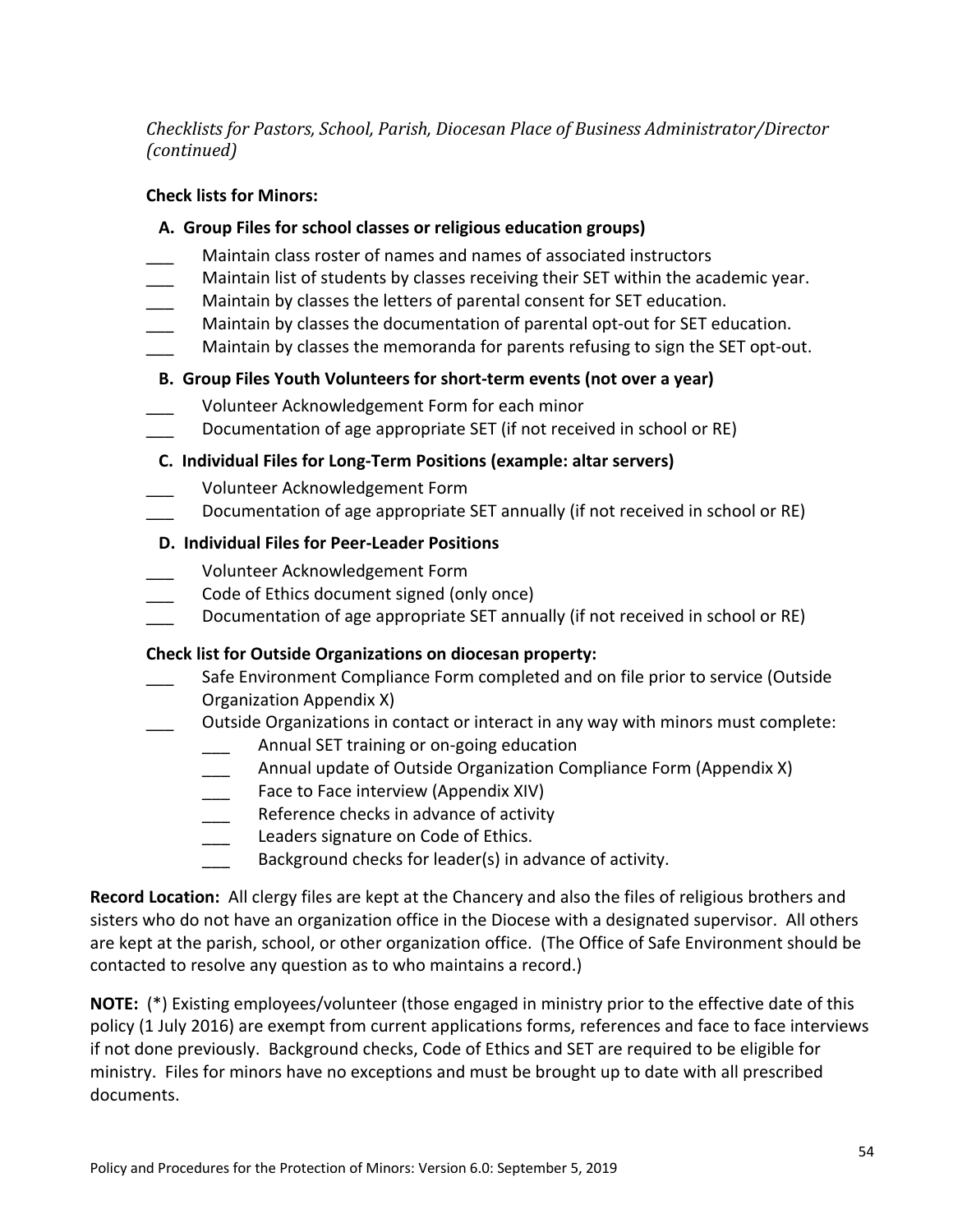*Checklists for Pastors, School, Parish, Diocesan Place of Business Administrator/Director (continued)*

**Check lists for Minors:**

**A. Group Files for school classes or religious education groups)**

- ___ Maintain class roster of names and names of associated instructors
- ___ Maintain list of students by classes receiving their SET within the academic year.
- ___ Maintain by classes the letters of parental consent for SET education.
- ___ Maintain by classes the documentation of parental opt-out for SET education.
- ___ Maintain by classes the memoranda for parents refusing to sign the SET opt-out.

**B. Group Files Youth Volunteers for short-term events (not over a year)**

- ___ Volunteer Acknowledgement Form for each minor
- ___ Documentation of age appropriate SET (if not received in school or RE)

**C. Individual Files for Long-Term Positions (example: altar servers)**

- ___ Volunteer Acknowledgement Form
- ___ Documentation of age appropriate SET annually (if not received in school or RE)

**D. Individual Files for Peer-Leader Positions**

- ___ Volunteer Acknowledgement Form
- ___ Code of Ethics document signed (only once)
- ___ Documentation of age appropriate SET annually (if not received in school or RE)

**Check list for Outside Organizations on diocesan property:**

- ___ Safe Environment Compliance Form completed and on file prior to service (Outside Organization Appendix X)
- ___ Outside Organizations in contact or interact in any way with minors must complete:
  - ___ Annual SET training or on-going education
  - ___ Annual update of Outside Organization Compliance Form (Appendix X)
  - ___ Face to Face interview (Appendix XIV)
  - ___ Reference checks in advance of activity
  - ___ Leaders signature on Code of Ethics.
  - ___ Background checks for leader(s) in advance of activity.

**Record Location:** All clergy files are kept at the Chancery and also the files of religious brothers and sisters who do not have an organization office in the Diocese with a designated supervisor. All others are kept at the parish, school, or other organization office. (The Office of Safe Environment should be contacted to resolve any question as to who maintains a record.)

**NOTE:** (*) Existing employees/volunteer (those engaged in ministry prior to the effective date of this policy (1 July 2016) are exempt from current applications forms, references and face to face interviews if not done previously. Background checks, Code of Ethics and SET are required to be eligible for ministry. Files for minors have no exceptions and must be brought up to date with all prescribed documents.